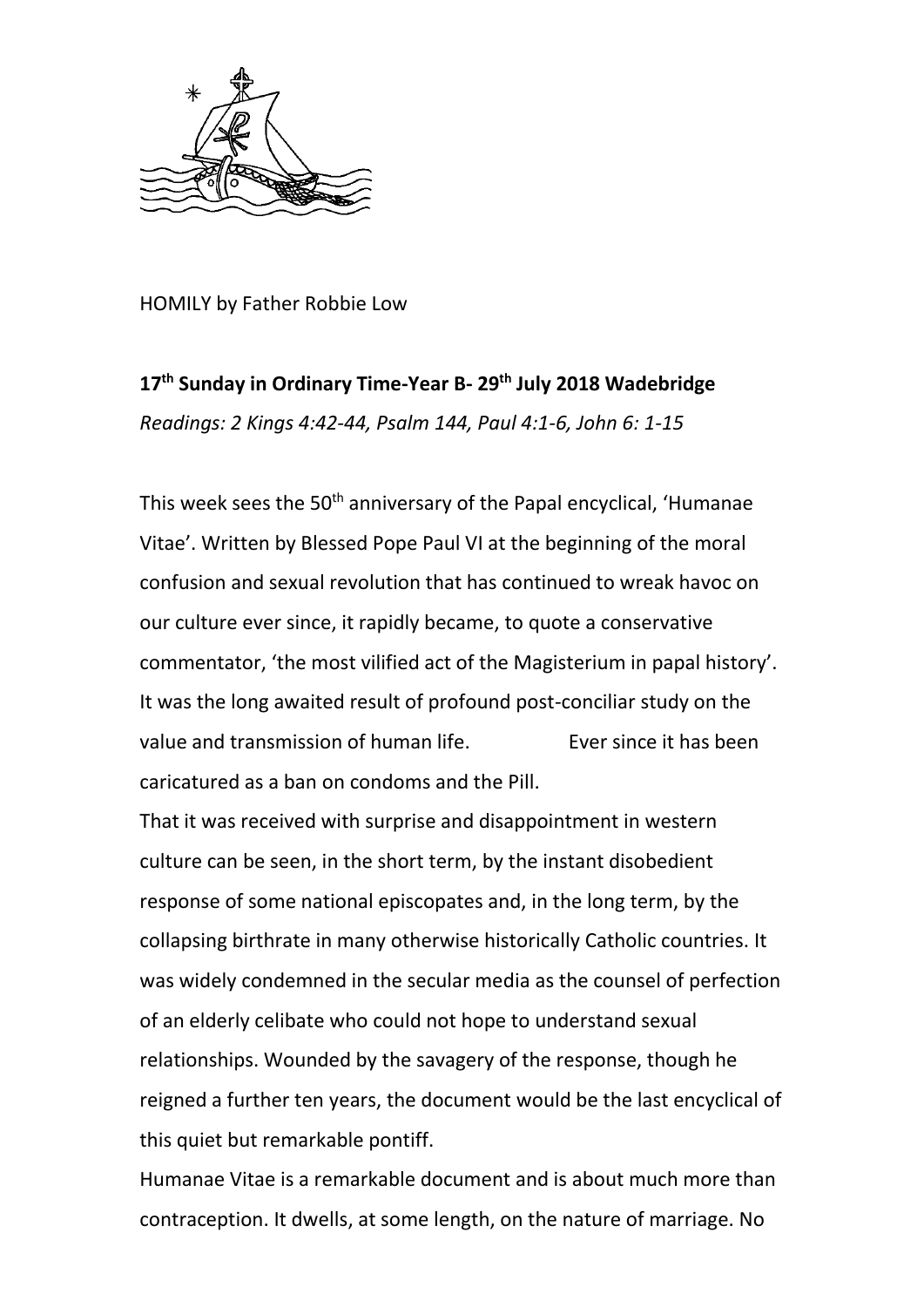HOMILY by Father Robbie Low

**17th Sunday in Ordinary Time-Year B- 29th July 2018 Wadebridge**

*Readings: 2 Kings 4:42-44, Psalm 144, Paul 4:1-6, John 6: 1-15*

This week sees the 50th anniversary of the Papal encyclical, 'Humanae Vitae'. Written by Blessed Pope Paul VI at the beginning of the moral confusion and sexual revolution that has continued to wreak havoc on our culture ever since, it rapidly became, to quote a conservative commentator, 'the most vilified act of the Magisterium in papal history'. It was the long awaited result of profound post-conciliar study on the value and transmission of human life. Ever since it has been caricatured as a ban on condoms and the Pill.

That it was received with surprise and disappointment in western culture can be seen, in the short term, by the instant disobedient response of some national episcopates and, in the long term, by the collapsing birthrate in many otherwise historically Catholic countries. It was widely condemned in the secular media as the counsel of perfection of an elderly celibate who could not hope to understand sexual relationships. Wounded by the savagery of the response, though he reigned a further ten years, the document would be the last encyclical of this quiet but remarkable pontiff.

Humanae Vitae is a remarkable document and is about much more than contraception. It dwells, at some length, on the nature of marriage. No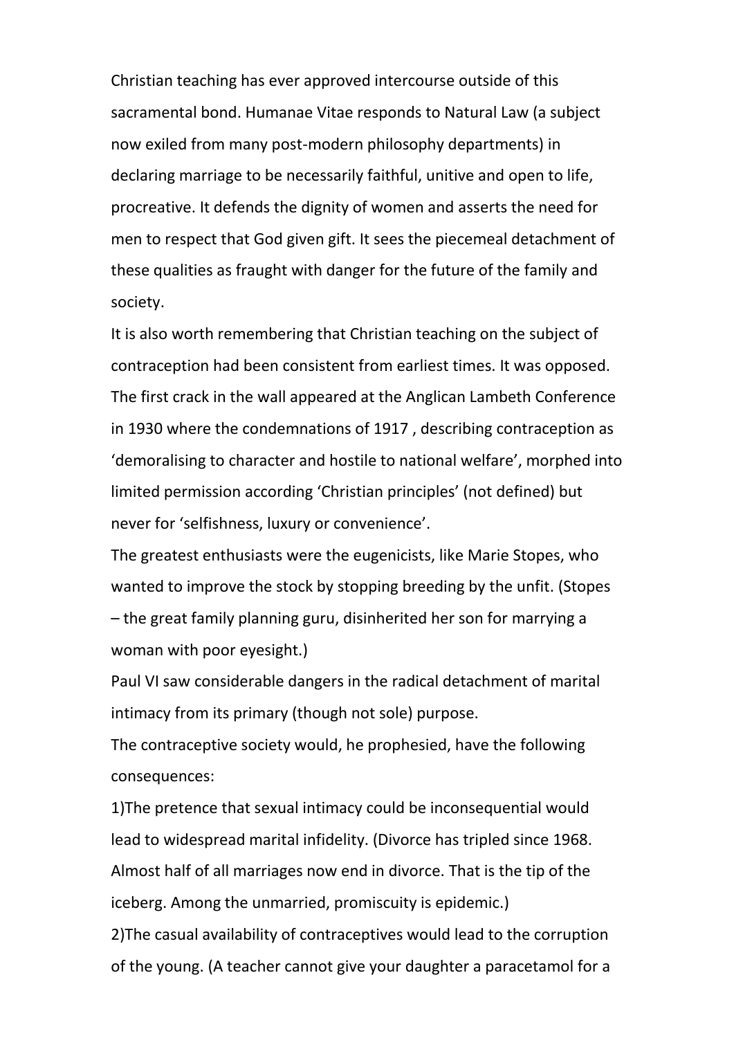Christian teaching has ever approved intercourse outside of this sacramental bond. Humanae Vitae responds to Natural Law (a subject now exiled from many post-modern philosophy departments) in declaring marriage to be necessarily faithful, unitive and open to life, procreative. It defends the dignity of women and asserts the need for men to respect that God given gift. It sees the piecemeal detachment of these qualities as fraught with danger for the future of the family and society.

It is also worth remembering that Christian teaching on the subject of contraception had been consistent from earliest times. It was opposed. The first crack in the wall appeared at the Anglican Lambeth Conference in 1930 where the condemnations of 1917 , describing contraception as 'demoralising to character and hostile to national welfare', morphed into limited permission according 'Christian principles' (not defined) but never for 'selfishness, luxury or convenience'.

The greatest enthusiasts were the eugenicists, like Marie Stopes, who wanted to improve the stock by stopping breeding by the unfit. (Stopes – the great family planning guru, disinherited her son for marrying a woman with poor eyesight.)

Paul VI saw considerable dangers in the radical detachment of marital intimacy from its primary (though not sole) purpose.

The contraceptive society would, he prophesied, have the following consequences:

1)The pretence that sexual intimacy could be inconsequential would lead to widespread marital infidelity. (Divorce has tripled since 1968. Almost half of all marriages now end in divorce. That is the tip of the iceberg. Among the unmarried, promiscuity is epidemic.)

2)The casual availability of contraceptives would lead to the corruption of the young. (A teacher cannot give your daughter a paracetamol for a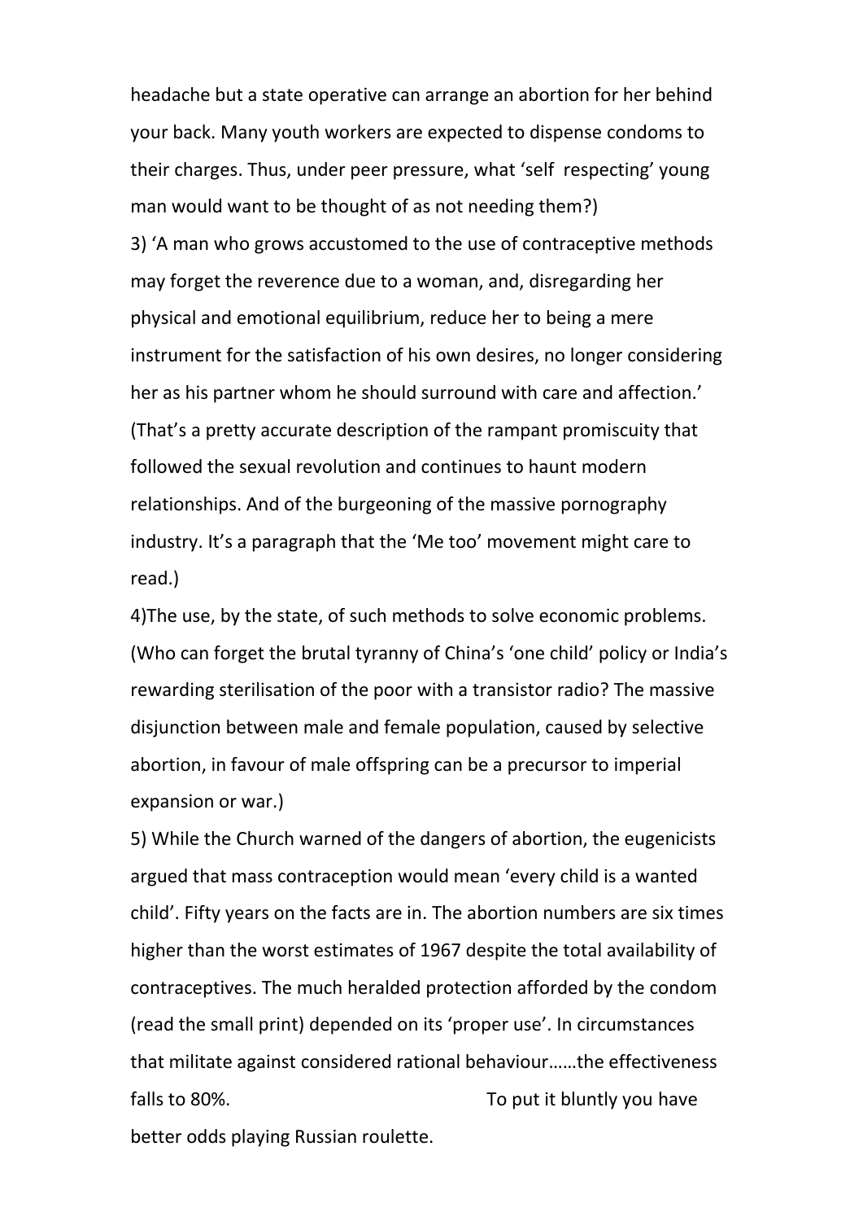headache but a state operative can arrange an abortion for her behind your back. Many youth workers are expected to dispense condoms to their charges. Thus, under peer pressure, what 'self respecting' young man would want to be thought of as not needing them?)

3) 'A man who grows accustomed to the use of contraceptive methods may forget the reverence due to a woman, and, disregarding her physical and emotional equilibrium, reduce her to being a mere instrument for the satisfaction of his own desires, no longer considering her as his partner whom he should surround with care and affection.' (That's a pretty accurate description of the rampant promiscuity that followed the sexual revolution and continues to haunt modern relationships. And of the burgeoning of the massive pornography industry. It's a paragraph that the 'Me too' movement might care to read.)

4)The use, by the state, of such methods to solve economic problems. (Who can forget the brutal tyranny of China's 'one child' policy or India's rewarding sterilisation of the poor with a transistor radio? The massive disjunction between male and female population, caused by selective abortion, in favour of male offspring can be a precursor to imperial expansion or war.)

5) While the Church warned of the dangers of abortion, the eugenicists argued that mass contraception would mean 'every child is a wanted child'. Fifty years on the facts are in. The abortion numbers are six times higher than the worst estimates of 1967 despite the total availability of contraceptives. The much heralded protection afforded by the condom (read the small print) depended on its 'proper use'. In circumstances that militate against considered rational behaviour……the effectiveness falls to 80%. To put it bluntly you have better odds playing Russian roulette.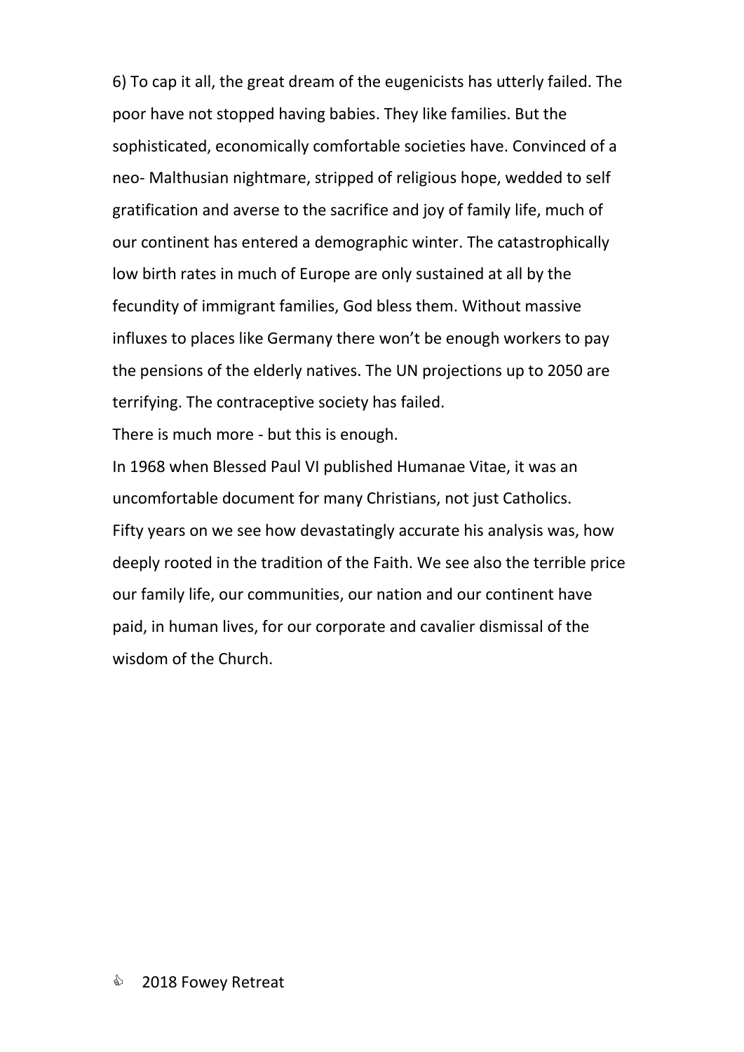6) To cap it all, the great dream of the eugenicists has utterly failed. The poor have not stopped having babies. They like families. But the sophisticated, economically comfortable societies have. Convinced of a neo- Malthusian nightmare, stripped of religious hope, wedded to self gratification and averse to the sacrifice and joy of family life, much of our continent has entered a demographic winter. The catastrophically low birth rates in much of Europe are only sustained at all by the fecundity of immigrant families, God bless them. Without massive influxes to places like Germany there won't be enough workers to pay the pensions of the elderly natives. The UN projections up to 2050 are terrifying. The contraceptive society has failed.

There is much more - but this is enough.

In 1968 when Blessed Paul VI published Humanae Vitae, it was an uncomfortable document for many Christians, not just Catholics.

Fifty years on we see how devastatingly accurate his analysis was, how deeply rooted in the tradition of the Faith. We see also the terrible price our family life, our communities, our nation and our continent have paid, in human lives, for our corporate and cavalier dismissal of the wisdom of the Church.